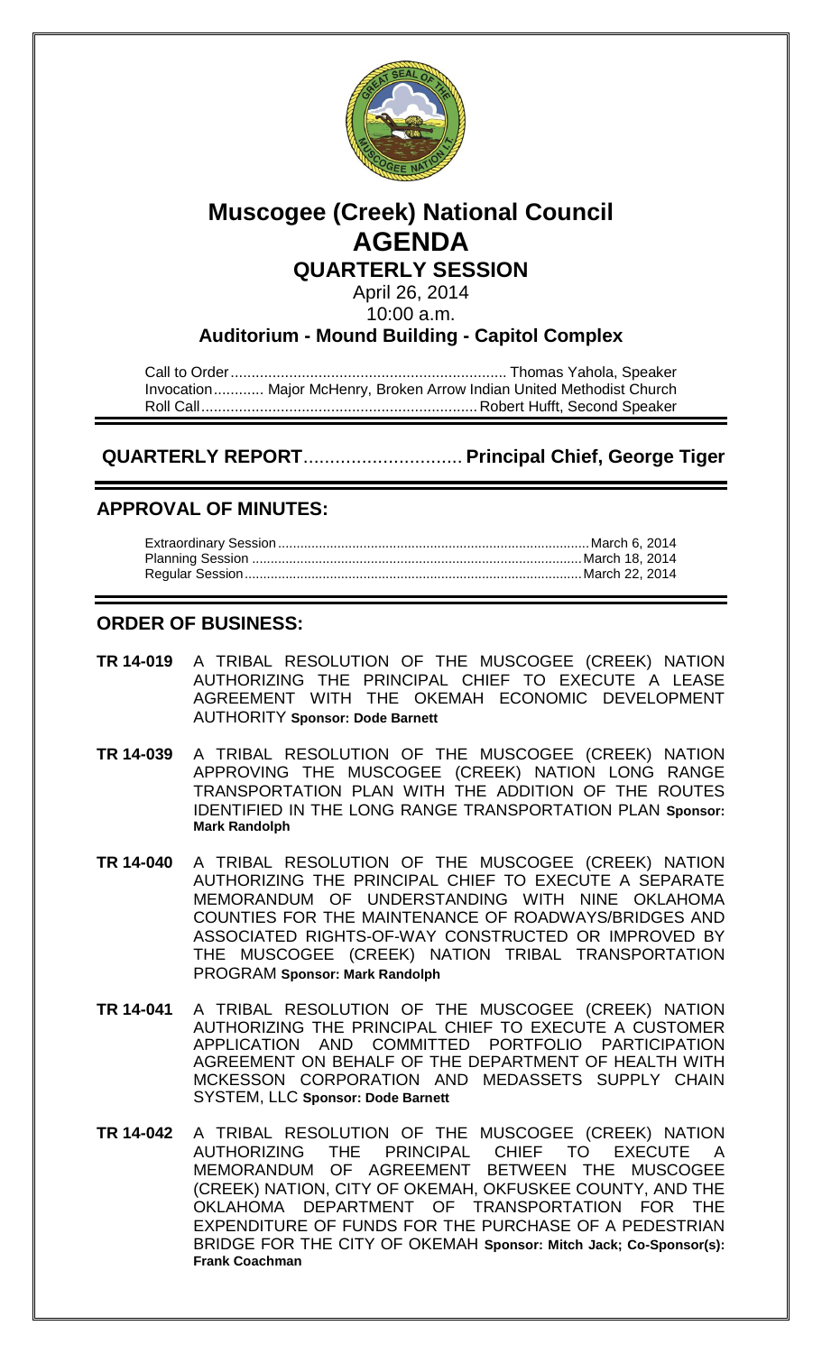# Muscogee (Creek) National Council
# AGENDA
## QUARTERLY SESSION

April 26, 2014
10:00 a.m.

**Auditorium - Mound Building - Capitol Complex**

Call to Order .................................................................. Thomas Yahola, Speaker
Invocation ............ Major McHenry, Broken Arrow Indian United Methodist Church
Roll Call .................................................................. Robert Hufft, Second Speaker

## QUARTERLY REPORT .............................. Principal Chief, George Tiger

## APPROVAL OF MINUTES:

Extraordinary Session .................................................................................. March 6, 2014
Planning Session ........................................................................................ March 18, 2014
Regular Session .......................................................................................... March 22, 2014

## ORDER OF BUSINESS:

**TR 14-019** A TRIBAL RESOLUTION OF THE MUSCOGEE (CREEK) NATION AUTHORIZING THE PRINCIPAL CHIEF TO EXECUTE A LEASE AGREEMENT WITH THE OKEMAH ECONOMIC DEVELOPMENT AUTHORITY **Sponsor: Dode Barnett**

**TR 14-039** A TRIBAL RESOLUTION OF THE MUSCOGEE (CREEK) NATION APPROVING THE MUSCOGEE (CREEK) NATION LONG RANGE TRANSPORTATION PLAN WITH THE ADDITION OF THE ROUTES IDENTIFIED IN THE LONG RANGE TRANSPORTATION PLAN **Sponsor: Mark Randolph**

**TR 14-040** A TRIBAL RESOLUTION OF THE MUSCOGEE (CREEK) NATION AUTHORIZING THE PRINCIPAL CHIEF TO EXECUTE A SEPARATE MEMORANDUM OF UNDERSTANDING WITH NINE OKLAHOMA COUNTIES FOR THE MAINTENANCE OF ROADWAYS/BRIDGES AND ASSOCIATED RIGHTS-OF-WAY CONSTRUCTED OR IMPROVED BY THE MUSCOGEE (CREEK) NATION TRIBAL TRANSPORTATION PROGRAM **Sponsor: Mark Randolph**

**TR 14-041** A TRIBAL RESOLUTION OF THE MUSCOGEE (CREEK) NATION AUTHORIZING THE PRINCIPAL CHIEF TO EXECUTE A CUSTOMER APPLICATION AND COMMITTED PORTFOLIO PARTICIPATION AGREEMENT ON BEHALF OF THE DEPARTMENT OF HEALTH WITH MCKESSON CORPORATION AND MEDASSETS SUPPLY CHAIN SYSTEM, LLC **Sponsor: Dode Barnett**

**TR 14-042** A TRIBAL RESOLUTION OF THE MUSCOGEE (CREEK) NATION AUTHORIZING THE PRINCIPAL CHIEF TO EXECUTE A MEMORANDUM OF AGREEMENT BETWEEN THE MUSCOGEE (CREEK) NATION, CITY OF OKEMAH, OKFUSKEE COUNTY, AND THE OKLAHOMA DEPARTMENT OF TRANSPORTATION FOR THE EXPENDITURE OF FUNDS FOR THE PURCHASE OF A PEDESTRIAN BRIDGE FOR THE CITY OF OKEMAH **Sponsor: Mitch Jack; Co-Sponsor(s): Frank Coachman**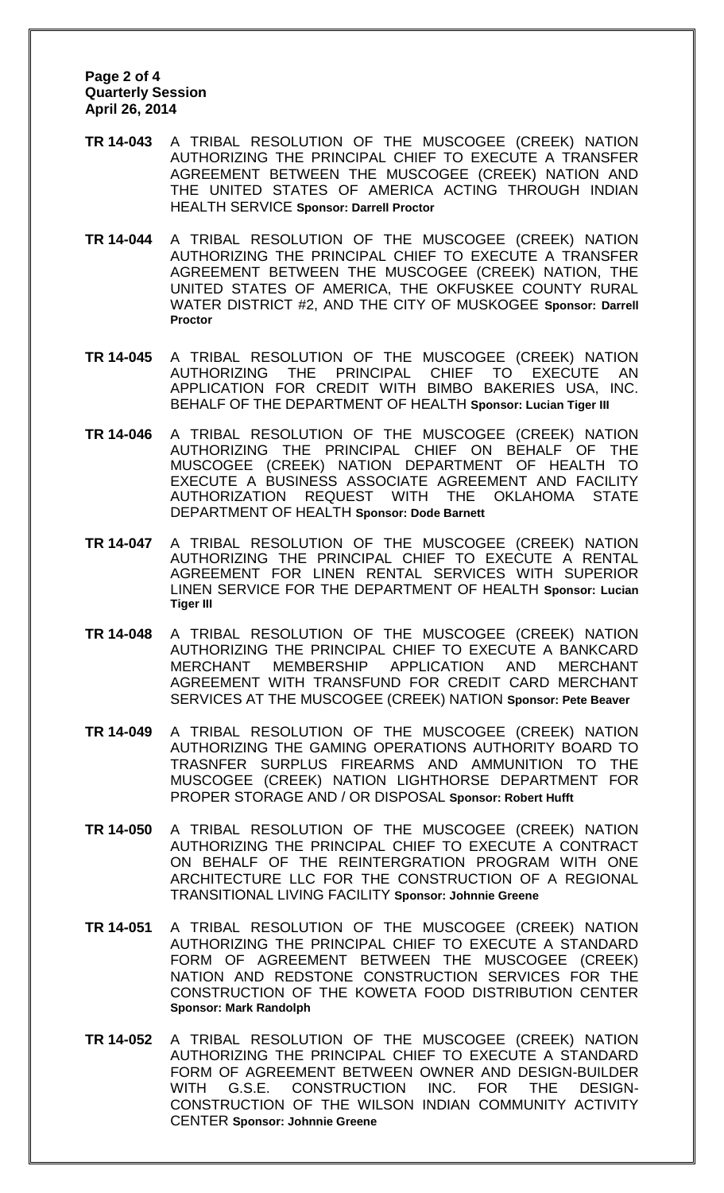**TR 14-043** A TRIBAL RESOLUTION OF THE MUSCOGEE (CREEK) NATION AUTHORIZING THE PRINCIPAL CHIEF TO EXECUTE A TRANSFER AGREEMENT BETWEEN THE MUSCOGEE (CREEK) NATION AND THE UNITED STATES OF AMERICA ACTING THROUGH INDIAN HEALTH SERVICE **Sponsor: Darrell Proctor**

**TR 14-044** A TRIBAL RESOLUTION OF THE MUSCOGEE (CREEK) NATION AUTHORIZING THE PRINCIPAL CHIEF TO EXECUTE A TRANSFER AGREEMENT BETWEEN THE MUSCOGEE (CREEK) NATION, THE UNITED STATES OF AMERICA, THE OKFUSKEE COUNTY RURAL WATER DISTRICT #2, AND THE CITY OF MUSKOGEE **Sponsor: Darrell Proctor**

**TR 14-045** A TRIBAL RESOLUTION OF THE MUSCOGEE (CREEK) NATION AUTHORIZING THE PRINCIPAL CHIEF TO EXECUTE AN APPLICATION FOR CREDIT WITH BIMBO BAKERIES USA, INC. BEHALF OF THE DEPARTMENT OF HEALTH **Sponsor: Lucian Tiger III**

**TR 14-046** A TRIBAL RESOLUTION OF THE MUSCOGEE (CREEK) NATION AUTHORIZING THE PRINCIPAL CHIEF ON BEHALF OF THE MUSCOGEE (CREEK) NATION DEPARTMENT OF HEALTH TO EXECUTE A BUSINESS ASSOCIATE AGREEMENT AND FACILITY AUTHORIZATION REQUEST WITH THE OKLAHOMA STATE DEPARTMENT OF HEALTH **Sponsor: Dode Barnett**

**TR 14-047** A TRIBAL RESOLUTION OF THE MUSCOGEE (CREEK) NATION AUTHORIZING THE PRINCIPAL CHIEF TO EXECUTE A RENTAL AGREEMENT FOR LINEN RENTAL SERVICES WITH SUPERIOR LINEN SERVICE FOR THE DEPARTMENT OF HEALTH **Sponsor: Lucian Tiger III**

**TR 14-048** A TRIBAL RESOLUTION OF THE MUSCOGEE (CREEK) NATION AUTHORIZING THE PRINCIPAL CHIEF TO EXECUTE A BANKCARD MERCHANT MEMBERSHIP APPLICATION AND MERCHANT AGREEMENT WITH TRANSFUND FOR CREDIT CARD MERCHANT SERVICES AT THE MUSCOGEE (CREEK) NATION **Sponsor: Pete Beaver**

**TR 14-049** A TRIBAL RESOLUTION OF THE MUSCOGEE (CREEK) NATION AUTHORIZING THE GAMING OPERATIONS AUTHORITY BOARD TO TRASNFER SURPLUS FIREARMS AND AMMUNITION TO THE MUSCOGEE (CREEK) NATION LIGHTHORSE DEPARTMENT FOR PROPER STORAGE AND / OR DISPOSAL **Sponsor: Robert Hufft**

**TR 14-050** A TRIBAL RESOLUTION OF THE MUSCOGEE (CREEK) NATION AUTHORIZING THE PRINCIPAL CHIEF TO EXECUTE A CONTRACT ON BEHALF OF THE REINTERGRATION PROGRAM WITH ONE ARCHITECTURE LLC FOR THE CONSTRUCTION OF A REGIONAL TRANSITIONAL LIVING FACILITY **Sponsor: Johnnie Greene**

**TR 14-051** A TRIBAL RESOLUTION OF THE MUSCOGEE (CREEK) NATION AUTHORIZING THE PRINCIPAL CHIEF TO EXECUTE A STANDARD FORM OF AGREEMENT BETWEEN THE MUSCOGEE (CREEK) NATION AND REDSTONE CONSTRUCTION SERVICES FOR THE CONSTRUCTION OF THE KOWETA FOOD DISTRIBUTION CENTER **Sponsor: Mark Randolph**

**TR 14-052** A TRIBAL RESOLUTION OF THE MUSCOGEE (CREEK) NATION AUTHORIZING THE PRINCIPAL CHIEF TO EXECUTE A STANDARD FORM OF AGREEMENT BETWEEN OWNER AND DESIGN-BUILDER WITH G.S.E. CONSTRUCTION INC. FOR THE DESIGN-CONSTRUCTION OF THE WILSON INDIAN COMMUNITY ACTIVITY CENTER **Sponsor: Johnnie Greene**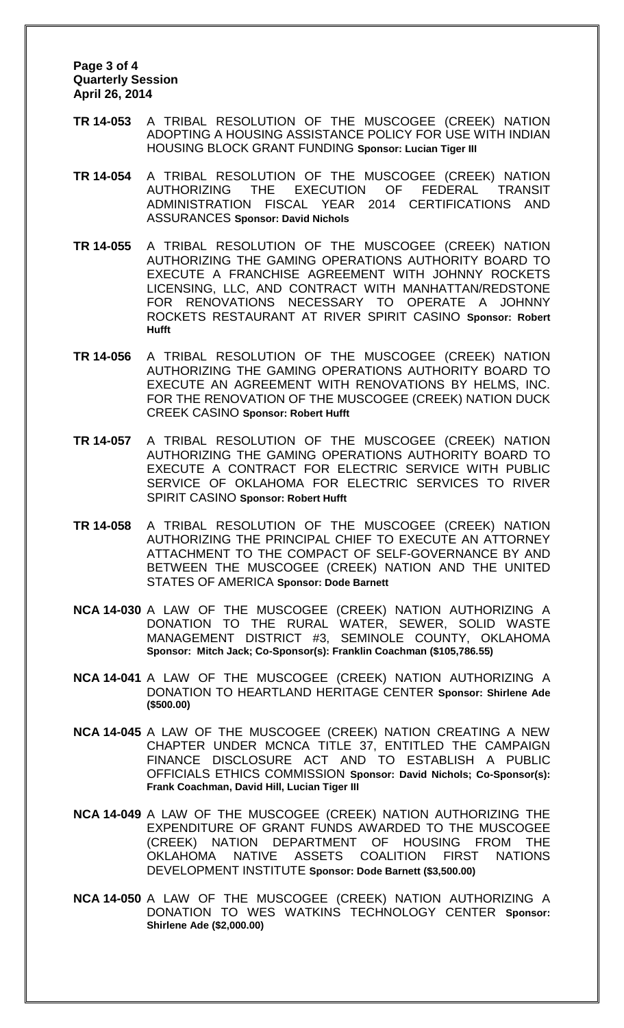**TR 14-053** A TRIBAL RESOLUTION OF THE MUSCOGEE (CREEK) NATION ADOPTING A HOUSING ASSISTANCE POLICY FOR USE WITH INDIAN HOUSING BLOCK GRANT FUNDING **Sponsor: Lucian Tiger III**

**TR 14-054** A TRIBAL RESOLUTION OF THE MUSCOGEE (CREEK) NATION AUTHORIZING THE EXECUTION OF FEDERAL TRANSIT ADMINISTRATION FISCAL YEAR 2014 CERTIFICATIONS AND ASSURANCES **Sponsor: David Nichols**

**TR 14-055** A TRIBAL RESOLUTION OF THE MUSCOGEE (CREEK) NATION AUTHORIZING THE GAMING OPERATIONS AUTHORITY BOARD TO EXECUTE A FRANCHISE AGREEMENT WITH JOHNNY ROCKETS LICENSING, LLC, AND CONTRACT WITH MANHATTAN/REDSTONE FOR RENOVATIONS NECESSARY TO OPERATE A JOHNNY ROCKETS RESTAURANT AT RIVER SPIRIT CASINO **Sponsor: Robert Hufft**

**TR 14-056** A TRIBAL RESOLUTION OF THE MUSCOGEE (CREEK) NATION AUTHORIZING THE GAMING OPERATIONS AUTHORITY BOARD TO EXECUTE AN AGREEMENT WITH RENOVATIONS BY HELMS, INC. FOR THE RENOVATION OF THE MUSCOGEE (CREEK) NATION DUCK CREEK CASINO **Sponsor: Robert Hufft**

**TR 14-057** A TRIBAL RESOLUTION OF THE MUSCOGEE (CREEK) NATION AUTHORIZING THE GAMING OPERATIONS AUTHORITY BOARD TO EXECUTE A CONTRACT FOR ELECTRIC SERVICE WITH PUBLIC SERVICE OF OKLAHOMA FOR ELECTRIC SERVICES TO RIVER SPIRIT CASINO **Sponsor: Robert Hufft**

**TR 14-058** A TRIBAL RESOLUTION OF THE MUSCOGEE (CREEK) NATION AUTHORIZING THE PRINCIPAL CHIEF TO EXECUTE AN ATTORNEY ATTACHMENT TO THE COMPACT OF SELF-GOVERNANCE BY AND BETWEEN THE MUSCOGEE (CREEK) NATION AND THE UNITED STATES OF AMERICA **Sponsor: Dode Barnett**

**NCA 14-030** A LAW OF THE MUSCOGEE (CREEK) NATION AUTHORIZING A DONATION TO THE RURAL WATER, SEWER, SOLID WASTE MANAGEMENT DISTRICT #3, SEMINOLE COUNTY, OKLAHOMA **Sponsor: Mitch Jack; Co-Sponsor(s): Franklin Coachman ($105,786.55)**

**NCA 14-041** A LAW OF THE MUSCOGEE (CREEK) NATION AUTHORIZING A DONATION TO HEARTLAND HERITAGE CENTER **Sponsor: Shirlene Ade ($500.00)**

**NCA 14-045** A LAW OF THE MUSCOGEE (CREEK) NATION CREATING A NEW CHAPTER UNDER MCNCA TITLE 37, ENTITLED THE CAMPAIGN FINANCE DISCLOSURE ACT AND TO ESTABLISH A PUBLIC OFFICIALS ETHICS COMMISSION **Sponsor: David Nichols; Co-Sponsor(s): Frank Coachman, David Hill, Lucian Tiger III**

**NCA 14-049** A LAW OF THE MUSCOGEE (CREEK) NATION AUTHORIZING THE EXPENDITURE OF GRANT FUNDS AWARDED TO THE MUSCOGEE (CREEK) NATION DEPARTMENT OF HOUSING FROM THE OKLAHOMA NATIVE ASSETS COALITION FIRST NATIONS DEVELOPMENT INSTITUTE **Sponsor: Dode Barnett ($3,500.00)**

**NCA 14-050** A LAW OF THE MUSCOGEE (CREEK) NATION AUTHORIZING A DONATION TO WES WATKINS TECHNOLOGY CENTER **Sponsor: Shirlene Ade ($2,000.00)**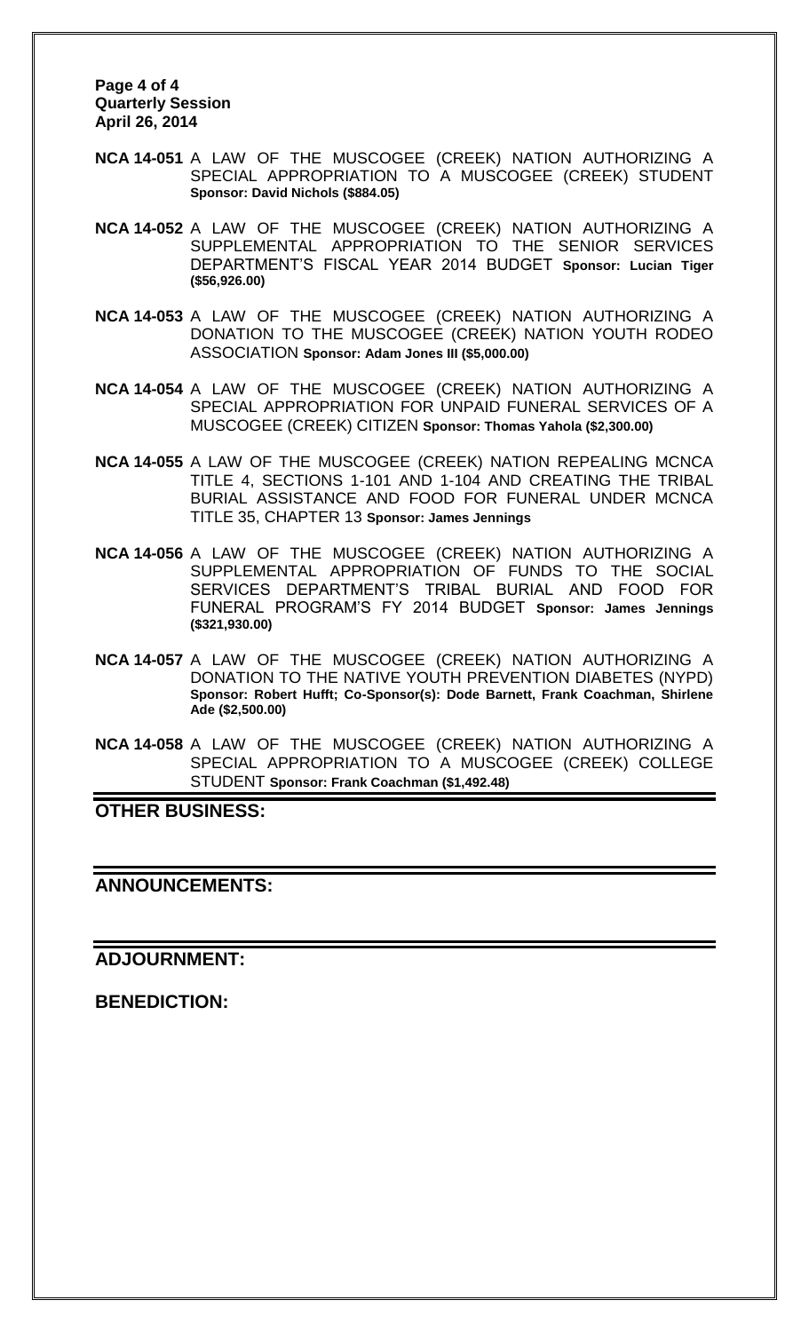**NCA 14-051** A LAW OF THE MUSCOGEE (CREEK) NATION AUTHORIZING A SPECIAL APPROPRIATION TO A MUSCOGEE (CREEK) STUDENT **Sponsor: David Nichols ($884.05)**

**NCA 14-052** A LAW OF THE MUSCOGEE (CREEK) NATION AUTHORIZING A SUPPLEMENTAL APPROPRIATION TO THE SENIOR SERVICES DEPARTMENT'S FISCAL YEAR 2014 BUDGET **Sponsor: Lucian Tiger ($56,926.00)**

**NCA 14-053** A LAW OF THE MUSCOGEE (CREEK) NATION AUTHORIZING A DONATION TO THE MUSCOGEE (CREEK) NATION YOUTH RODEO ASSOCIATION **Sponsor: Adam Jones III ($5,000.00)**

**NCA 14-054** A LAW OF THE MUSCOGEE (CREEK) NATION AUTHORIZING A SPECIAL APPROPRIATION FOR UNPAID FUNERAL SERVICES OF A MUSCOGEE (CREEK) CITIZEN **Sponsor: Thomas Yahola ($2,300.00)**

**NCA 14-055** A LAW OF THE MUSCOGEE (CREEK) NATION REPEALING MCNCA TITLE 4, SECTIONS 1-101 AND 1-104 AND CREATING THE TRIBAL BURIAL ASSISTANCE AND FOOD FOR FUNERAL UNDER MCNCA TITLE 35, CHAPTER 13 **Sponsor: James Jennings**

**NCA 14-056** A LAW OF THE MUSCOGEE (CREEK) NATION AUTHORIZING A SUPPLEMENTAL APPROPRIATION OF FUNDS TO THE SOCIAL SERVICES DEPARTMENT'S TRIBAL BURIAL AND FOOD FOR FUNERAL PROGRAM'S FY 2014 BUDGET **Sponsor: James Jennings ($321,930.00)**

**NCA 14-057** A LAW OF THE MUSCOGEE (CREEK) NATION AUTHORIZING A DONATION TO THE NATIVE YOUTH PREVENTION DIABETES (NYPD) **Sponsor: Robert Hufft; Co-Sponsor(s): Dode Barnett, Frank Coachman, Shirlene Ade ($2,500.00)**

**NCA 14-058** A LAW OF THE MUSCOGEE (CREEK) NATION AUTHORIZING A SPECIAL APPROPRIATION TO A MUSCOGEE (CREEK) COLLEGE STUDENT **Sponsor: Frank Coachman ($1,492.48)**

## OTHER BUSINESS:

## ANNOUNCEMENTS:

## ADJOURNMENT:

## BENEDICTION: